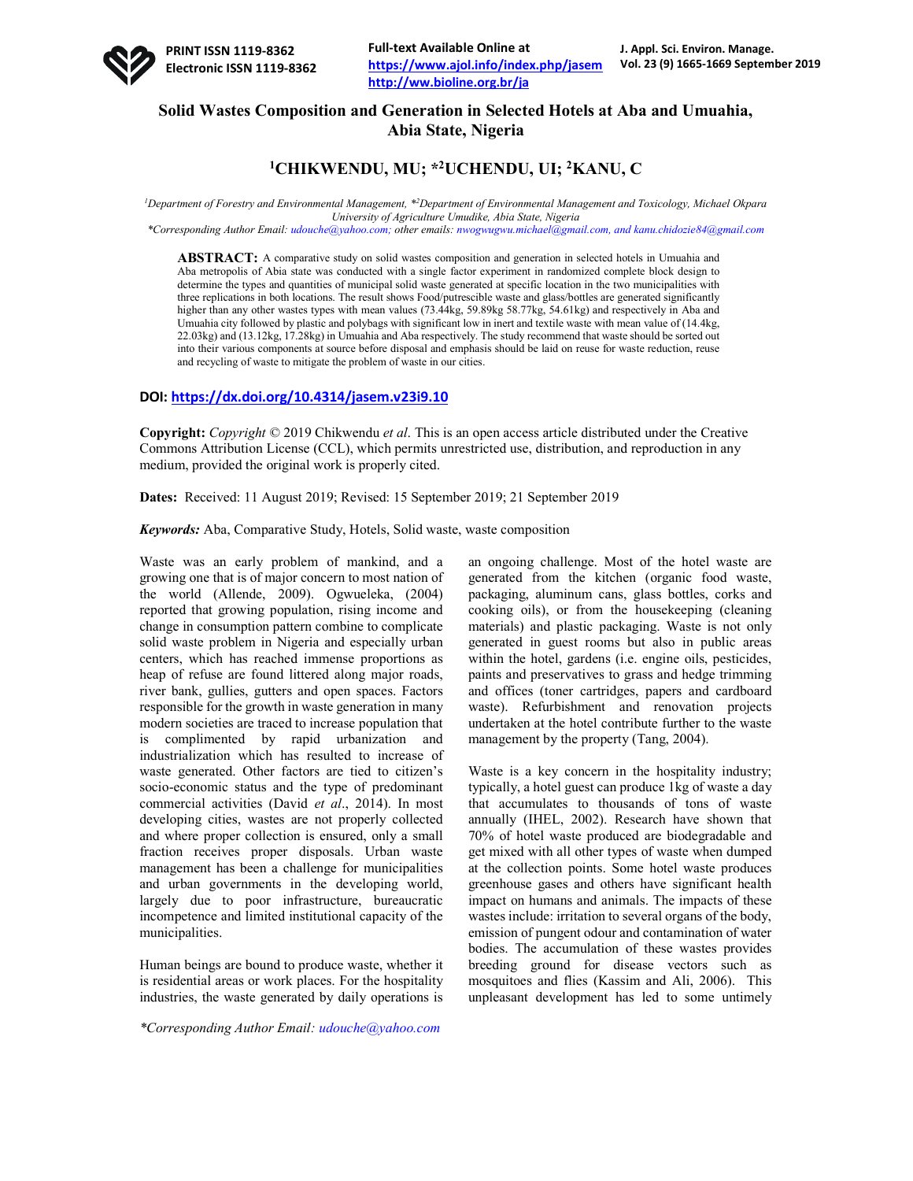# Solid Wastes Composition and Generation in Selected Hotels at Aba and Umuahia, Abia State, Nigeria

**[1]CHIKWENDU, MU; *[2]UCHENDU, UI; [2]KANU, C**

*[1]Department of Forestry and Environmental Management, *[2]Department of Environmental Management and Toxicology, Michael Okpara University of Agriculture Umudike, Abia State, Nigeria*
*\*Corresponding Author Email: udouche@yahoo.com; other emails: nwogwugwu.michael@gmail.com, and kanu.chidozie84@gmail.com*

**ABSTRACT:** A comparative study on solid wastes composition and generation in selected hotels in Umuahia and Aba metropolis of Abia state was conducted with a single factor experiment in randomized complete block design to determine the types and quantities of municipal solid waste generated at specific location in the two municipalities with three replications in both locations. The result shows Food/putrescible waste and glass/bottles are generated significantly higher than any other wastes types with mean values (73.44kg, 59.89kg 58.77kg, 54.61kg) and respectively in Aba and Umuahia city followed by plastic and polybags with significant low in inert and textile waste with mean value of (14.4kg, 22.03kg) and (13.12kg, 17.28kg) in Umuahia and Aba respectively. The study recommend that waste should be sorted out into their various components at source before disposal and emphasis should be laid on reuse for waste reduction, reuse and recycling of waste to mitigate the problem of waste in our cities.

**DOI: https://dx.doi.org/10.4314/jasem.v23i9.10**

**Copyright:** *Copyright* © 2019 Chikwendu *et al*. This is an open access article distributed under the Creative Commons Attribution License (CCL), which permits unrestricted use, distribution, and reproduction in any medium, provided the original work is properly cited.

**Dates:** Received: 11 August 2019; Revised: 15 September 2019; 21 September 2019

***Keywords:*** Aba, Comparative Study, Hotels, Solid waste, waste composition

Waste was an early problem of mankind, and a growing one that is of major concern to most nation of the world (Allende, 2009). Ogwueleka, (2004) reported that growing population, rising income and change in consumption pattern combine to complicate solid waste problem in Nigeria and especially urban centers, which has reached immense proportions as heap of refuse are found littered along major roads, river bank, gullies, gutters and open spaces. Factors responsible for the growth in waste generation in many modern societies are traced to increase population that is complimented by rapid urbanization and industrialization which has resulted to increase of waste generated. Other factors are tied to citizen's socio-economic status and the type of predominant commercial activities (David *et al*., 2014). In most developing cities, wastes are not properly collected and where proper collection is ensured, only a small fraction receives proper disposals. Urban waste management has been a challenge for municipalities and urban governments in the developing world, largely due to poor infrastructure, bureaucratic incompetence and limited institutional capacity of the municipalities.

Human beings are bound to produce waste, whether it is residential areas or work places. For the hospitality industries, the waste generated by daily operations is an ongoing challenge. Most of the hotel waste are generated from the kitchen (organic food waste, packaging, aluminum cans, glass bottles, corks and cooking oils), or from the housekeeping (cleaning materials) and plastic packaging. Waste is not only generated in guest rooms but also in public areas within the hotel, gardens (i.e. engine oils, pesticides, paints and preservatives to grass and hedge trimming and offices (toner cartridges, papers and cardboard waste). Refurbishment and renovation projects undertaken at the hotel contribute further to the waste management by the property (Tang, 2004).

Waste is a key concern in the hospitality industry; typically, a hotel guest can produce 1kg of waste a day that accumulates to thousands of tons of waste annually (IHEL, 2002). Research have shown that 70% of hotel waste produced are biodegradable and get mixed with all other types of waste when dumped at the collection points. Some hotel waste produces greenhouse gases and others have significant health impact on humans and animals. The impacts of these wastes include: irritation to several organs of the body, emission of pungent odour and contamination of water bodies. The accumulation of these wastes provides breeding ground for disease vectors such as mosquitoes and flies (Kassim and Ali, 2006). This unpleasant development has led to some untimely

*\*Corresponding Author Email: udouche@yahoo.com*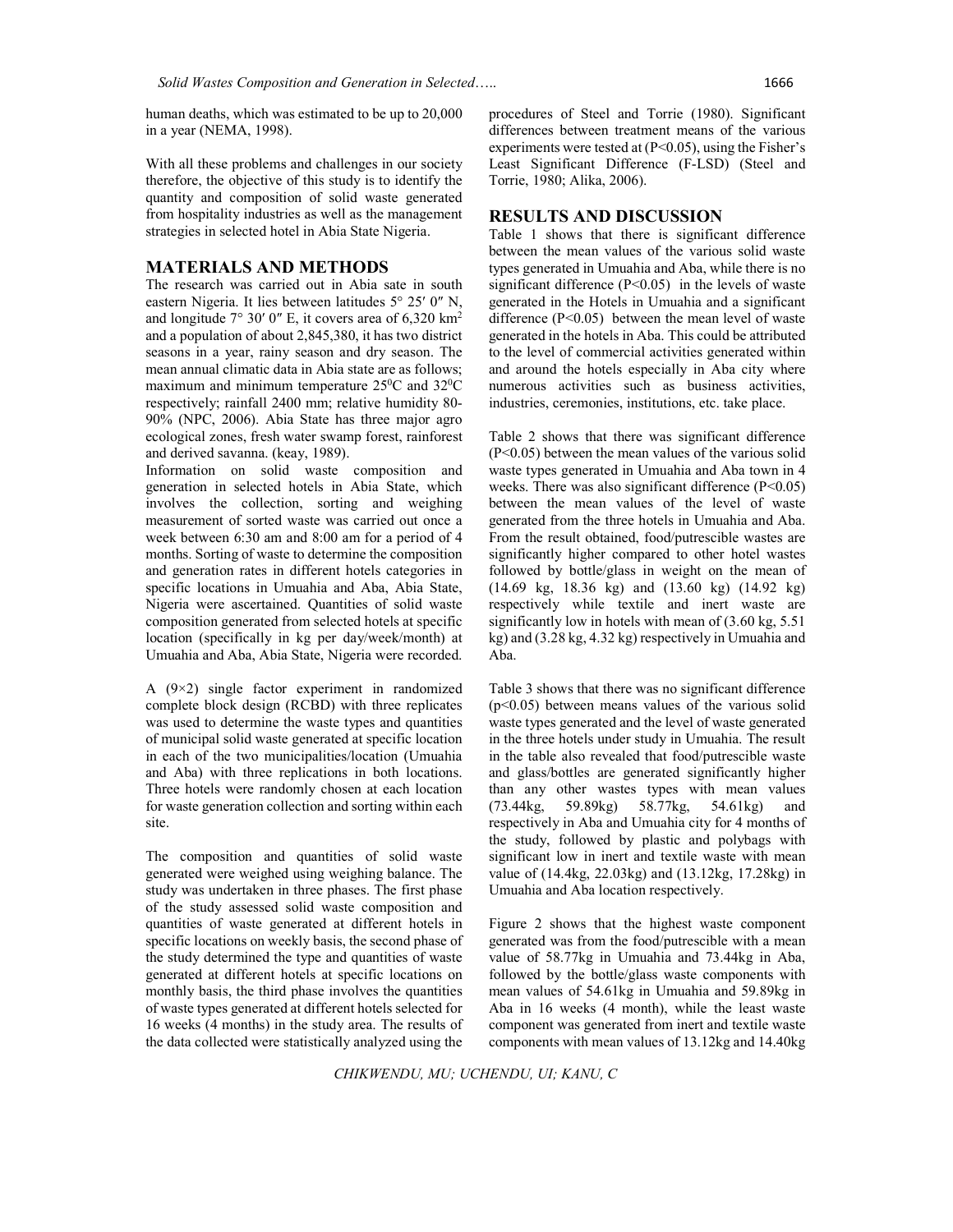human deaths, which was estimated to be up to 20,000 in a year (NEMA, 1998).

With all these problems and challenges in our society therefore, the objective of this study is to identify the quantity and composition of solid waste generated from hospitality industries as well as the management strategies in selected hotel in Abia State Nigeria.

## MATERIALS AND METHODS

The research was carried out in Abia sate in south eastern Nigeria. It lies between latitudes 5° 25′ 0″ N, and longitude 7° 30′ 0″ E, it covers area of 6,320 km$^2$ and a population of about 2,845,380, it has two district seasons in a year, rainy season and dry season. The mean annual climatic data in Abia state are as follows; maximum and minimum temperature 25$^0$C and 32$^0$C respectively; rainfall 2400 mm; relative humidity 80-90% (NPC, 2006). Abia State has three major agro ecological zones, fresh water swamp forest, rainforest and derived savanna. (keay, 1989).

Information on solid waste composition and generation in selected hotels in Abia State, which involves the collection, sorting and weighing measurement of sorted waste was carried out once a week between 6:30 am and 8:00 am for a period of 4 months. Sorting of waste to determine the composition and generation rates in different hotels categories in specific locations in Umuahia and Aba, Abia State, Nigeria were ascertained. Quantities of solid waste composition generated from selected hotels at specific location (specifically in kg per day/week/month) at Umuahia and Aba, Abia State, Nigeria were recorded.

A (9×2) single factor experiment in randomized complete block design (RCBD) with three replicates was used to determine the waste types and quantities of municipal solid waste generated at specific location in each of the two municipalities/location (Umuahia and Aba) with three replications in both locations. Three hotels were randomly chosen at each location for waste generation collection and sorting within each site.

The composition and quantities of solid waste generated were weighed using weighing balance. The study was undertaken in three phases. The first phase of the study assessed solid waste composition and quantities of waste generated at different hotels in specific locations on weekly basis, the second phase of the study determined the type and quantities of waste generated at different hotels at specific locations on monthly basis, the third phase involves the quantities of waste types generated at different hotels selected for 16 weeks (4 months) in the study area. The results of the data collected were statistically analyzed using the procedures of Steel and Torrie (1980). Significant differences between treatment means of the various experiments were tested at ($P<0.05$), using the Fisher's Least Significant Difference (F-LSD) (Steel and Torrie, 1980; Alika, 2006).

## RESULTS AND DISCUSSION

Table 1 shows that there is significant difference between the mean values of the various solid waste types generated in Umuahia and Aba, while there is no significant difference ($P<0.05$) in the levels of waste generated in the Hotels in Umuahia and a significant difference ($P<0.05$) between the mean level of waste generated in the hotels in Aba. This could be attributed to the level of commercial activities generated within and around the hotels especially in Aba city where numerous activities such as business activities, industries, ceremonies, institutions, etc. take place.

Table 2 shows that there was significant difference ($P<0.05$) between the mean values of the various solid waste types generated in Umuahia and Aba town in 4 weeks. There was also significant difference ($P<0.05$) between the mean values of the level of waste generated from the three hotels in Umuahia and Aba. From the result obtained, food/putrescible wastes are significantly higher compared to other hotel wastes followed by bottle/glass in weight on the mean of (14.69 kg, 18.36 kg) and (13.60 kg) (14.92 kg) respectively while textile and inert waste are significantly low in hotels with mean of (3.60 kg, 5.51 kg) and (3.28 kg, 4.32 kg) respectively in Umuahia and Aba.

Table 3 shows that there was no significant difference ($p<0.05$) between means values of the various solid waste types generated and the level of waste generated in the three hotels under study in Umuahia. The result in the table also revealed that food/putrescible waste and glass/bottles are generated significantly higher than any other wastes types with mean values (73.44kg, 59.89kg) 58.77kg, 54.61kg) and respectively in Aba and Umuahia city for 4 months of the study, followed by plastic and polybags with significant low in inert and textile waste with mean value of (14.4kg, 22.03kg) and (13.12kg, 17.28kg) in Umuahia and Aba location respectively.

Figure 2 shows that the highest waste component generated was from the food/putrescible with a mean value of 58.77kg in Umuahia and 73.44kg in Aba, followed by the bottle/glass waste components with mean values of 54.61kg in Umuahia and 59.89kg in Aba in 16 weeks (4 month), while the least waste component was generated from inert and textile waste components with mean values of 13.12kg and 14.40kg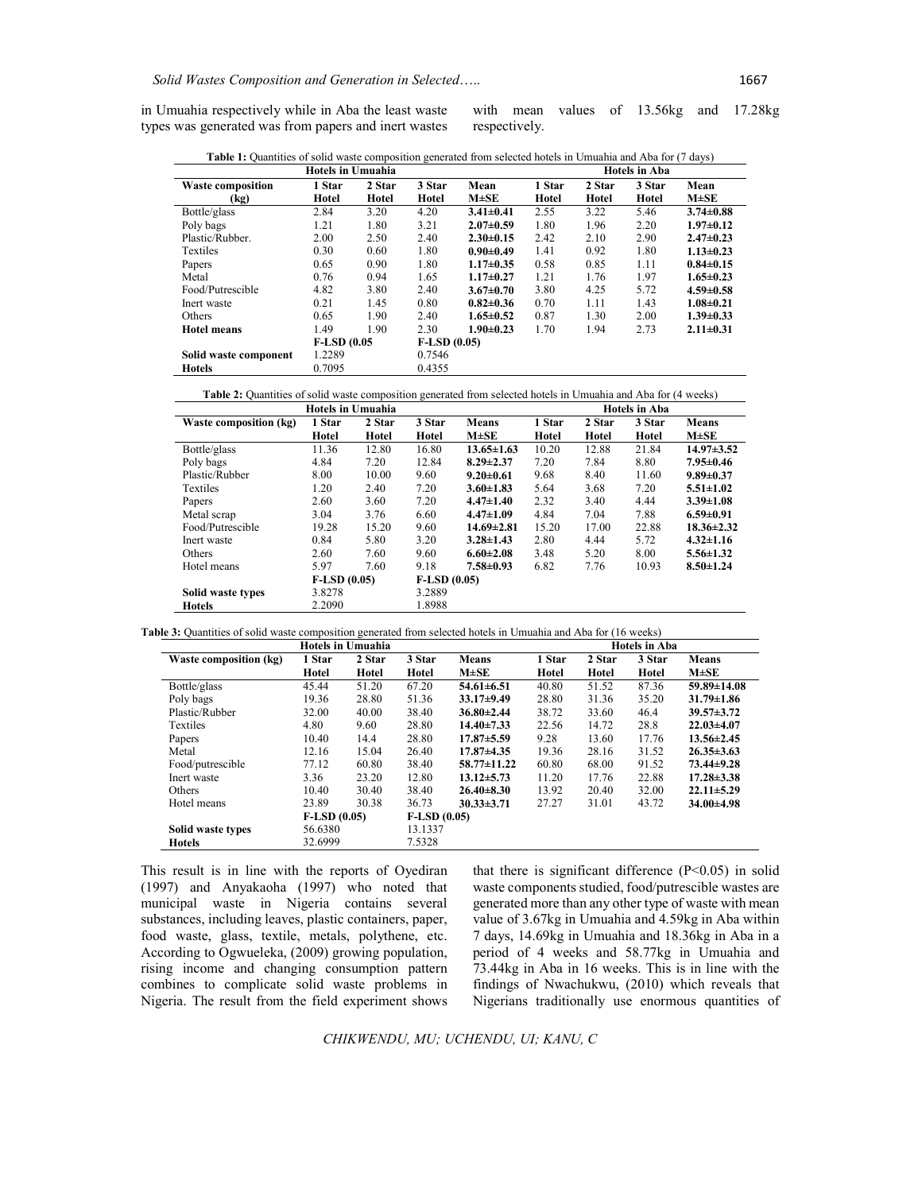in Umuahia respectively while in Aba the least waste types was generated was from papers and inert wastes with mean values of 13.56kg and 17.28kg respectively.

**Table 1:** Quantities of solid waste composition generated from selected hotels in Umuahia and Aba for (7 days)

| | Hotels in Umuahia | | | | Hotels in Aba | | | |
|---|---|---|---|---|---|---|---|---|
| **Waste composition (kg)** | **1 Star Hotel** | **2 Star Hotel** | **3 Star Hotel** | **Mean M±SE** | **1 Star Hotel** | **2 Star Hotel** | **3 Star Hotel** | **Mean M±SE** |
| Bottle/glass | 2.84 | 3.20 | 4.20 | **3.41±0.41** | 2.55 | 3.22 | 5.46 | **3.74±0.88** |
| Poly bags | 1.21 | 1.80 | 3.21 | **2.07±0.59** | 1.80 | 1.96 | 2.20 | **1.97±0.12** |
| Plastic/Rubber. | 2.00 | 2.50 | 2.40 | **2.30±0.15** | 2.42 | 2.10 | 2.90 | **2.47±0.23** |
| Textiles | 0.30 | 0.60 | 1.80 | **0.90±0.49** | 1.41 | 0.92 | 1.80 | **1.13±0.23** |
| Papers | 0.65 | 0.90 | 1.80 | **1.17±0.35** | 0.58 | 0.85 | 1.11 | **0.84±0.15** |
| Metal | 0.76 | 0.94 | 1.65 | **1.17±0.27** | 1.21 | 1.76 | 1.97 | **1.65±0.23** |
| Food/Putrescible | 4.82 | 3.80 | 2.40 | **3.67±0.70** | 3.80 | 4.25 | 5.72 | **4.59±0.58** |
| Inert waste | 0.21 | 1.45 | 0.80 | **0.82±0.36** | 0.70 | 1.11 | 1.43 | **1.08±0.21** |
| Others | 0.65 | 1.90 | 2.40 | **1.65±0.52** | 0.87 | 1.30 | 2.00 | **1.39±0.33** |
| **Hotel means** | 1.49 | 1.90 | 2.30 | **1.90±0.23** | 1.70 | 1.94 | 2.73 | **2.11±0.31** |
| | **F-LSD (0.05** | | **F-LSD (0.05)** | | | | | |
| **Solid waste component** | 1.2289 | | 0.7546 | | | | | |
| **Hotels** | 0.7095 | | 0.4355 | | | | | |

**Table 2:** Quantities of solid waste composition generated from selected hotels in Umuahia and Aba for (4 weeks)

| | Hotels in Umuahia | | | | Hotels in Aba | | | |
|---|---|---|---|---|---|---|---|---|
| **Waste composition (kg)** | **1 Star Hotel** | **2 Star Hotel** | **3 Star Hotel** | **Means M±SE** | **1 Star Hotel** | **2 Star Hotel** | **3 Star Hotel** | **Means M±SE** |
| Bottle/glass | 11.36 | 12.80 | 16.80 | **13.65±1.63** | 10.20 | 12.88 | 21.84 | **14.97±3.52** |
| Poly bags | 4.84 | 7.20 | 12.84 | **8.29±2.37** | 7.20 | 7.84 | 8.80 | **7.95±0.46** |
| Plastic/Rubber | 8.00 | 10.00 | 9.60 | **9.20±0.61** | 9.68 | 8.40 | 11.60 | **9.89±0.37** |
| Textiles | 1.20 | 2.40 | 7.20 | **3.60±1.83** | 5.64 | 3.68 | 7.20 | **5.51±1.02** |
| Papers | 2.60 | 3.60 | 7.20 | **4.47±1.40** | 2.32 | 3.40 | 4.44 | **3.39±1.08** |
| Metal scrap | 3.04 | 3.76 | 6.60 | **4.47±1.09** | 4.84 | 7.04 | 7.88 | **6.59±0.91** |
| Food/Putrescible | 19.28 | 15.20 | 9.60 | **14.69±2.81** | 15.20 | 17.00 | 22.88 | **18.36±2.32** |
| Inert waste | 0.84 | 5.80 | 3.20 | **3.28±1.43** | 2.80 | 4.44 | 5.72 | **4.32±1.16** |
| Others | 2.60 | 7.60 | 9.60 | **6.60±2.08** | 3.48 | 5.20 | 8.00 | **5.56±1.32** |
| Hotel means | 5.97 | 7.60 | 9.18 | **7.58±0.93** | 6.82 | 7.76 | 10.93 | **8.50±1.24** |
| | **F-LSD (0.05)** | | **F-LSD (0.05)** | | | | | |
| **Solid waste types** | 3.8278 | | 3.2889 | | | | | |
| **Hotels** | 2.2090 | | 1.8988 | | | | | |

**Table 3:** Quantities of solid waste composition generated from selected hotels in Umuahia and Aba for (16 weeks)

| | Hotels in Umuahia | | | | Hotels in Aba | | | |
|---|---|---|---|---|---|---|---|---|
| **Waste composition (kg)** | **1 Star Hotel** | **2 Star Hotel** | **3 Star Hotel** | **Means M±SE** | **1 Star Hotel** | **2 Star Hotel** | **3 Star Hotel** | **Means M±SE** |
| Bottle/glass | 45.44 | 51.20 | 67.20 | **54.61±6.51** | 40.80 | 51.52 | 87.36 | **59.89±14.08** |
| Poly bags | 19.36 | 28.80 | 51.36 | **33.17±9.49** | 28.80 | 31.36 | 35.20 | **31.79±1.86** |
| Plastic/Rubber | 32.00 | 40.00 | 38.40 | **36.80±2.44** | 38.72 | 33.60 | 46.4 | **39.57±3.72** |
| Textiles | 4.80 | 9.60 | 28.80 | **14.40±7.33** | 22.56 | 14.72 | 28.8 | **22.03±4.07** |
| Papers | 10.40 | 14.4 | 28.80 | **17.87±5.59** | 9.28 | 13.60 | 17.76 | **13.56±2.45** |
| Metal | 12.16 | 15.04 | 26.40 | **17.87±4.35** | 19.36 | 28.16 | 31.52 | **26.35±3.63** |
| Food/putrescible | 77.12 | 60.80 | 38.40 | **58.77±11.22** | 60.80 | 68.00 | 91.52 | **73.44±9.28** |
| Inert waste | 3.36 | 23.20 | 12.80 | **13.12±5.73** | 11.20 | 17.76 | 22.88 | **17.28±3.38** |
| Others | 10.40 | 30.40 | 38.40 | **26.40±8.30** | 13.92 | 20.40 | 32.00 | **22.11±5.29** |
| Hotel means | 23.89 | 30.38 | 36.73 | **30.33±3.71** | 27.27 | 31.01 | 43.72 | **34.00±4.98** |
| | **F-LSD (0.05)** | | **F-LSD (0.05)** | | | | | |
| **Solid waste types** | 56.6380 | | 13.1337 | | | | | |
| **Hotels** | 32.6999 | | 7.5328 | | | | | |

This result is in line with the reports of Oyediran (1997) and Anyakaoha (1997) who noted that municipal waste in Nigeria contains several substances, including leaves, plastic containers, paper, food waste, glass, textile, metals, polythene, etc. According to Ogwueleka, (2009) growing population, rising income and changing consumption pattern combines to complicate solid waste problems in Nigeria. The result from the field experiment shows that there is significant difference ($P<0.05$) in solid waste components studied, food/putrescible wastes are generated more than any other type of waste with mean value of 3.67kg in Umuahia and 4.59kg in Aba within 7 days, 14.69kg in Umuahia and 18.36kg in Aba in a period of 4 weeks and 58.77kg in Umuahia and 73.44kg in Aba in 16 weeks. This is in line with the findings of Nwachukwu, (2010) which reveals that Nigerians traditionally use enormous quantities of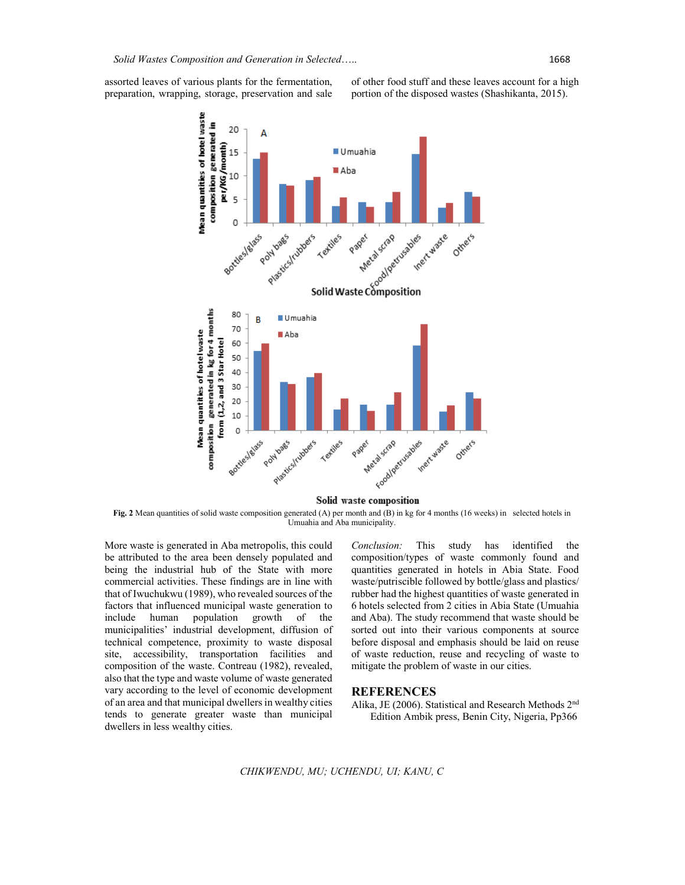assorted leaves of various plants for the fermentation, preparation, wrapping, storage, preservation and sale of other food stuff and these leaves account for a high portion of the disposed wastes (Shashikanta, 2015).

**Fig. 2** Mean quantities of solid waste composition generated (A) per month and (B) in kg for 4 months (16 weeks) in selected hotels in Umuahia and Aba municipality.

More waste is generated in Aba metropolis, this could be attributed to the area been densely populated and being the industrial hub of the State with more commercial activities. These findings are in line with that of Iwuchukwu (1989), who revealed sources of the factors that influenced municipal waste generation to include human population growth of the municipalities' industrial development, diffusion of technical competence, proximity to waste disposal site, accessibility, transportation facilities and composition of the waste. Contreau (1982), revealed, also that the type and waste volume of waste generated vary according to the level of economic development of an area and that municipal dwellers in wealthy cities tends to generate greater waste than municipal dwellers in less wealthy cities.

*Conclusion:* This study has identified the composition/types of waste commonly found and quantities generated in hotels in Abia State. Food waste/putriscible followed by bottle/glass and plastics/ rubber had the highest quantities of waste generated in 6 hotels selected from 2 cities in Abia State (Umuahia and Aba). The study recommend that waste should be sorted out into their various components at source before disposal and emphasis should be laid on reuse of waste reduction, reuse and recycling of waste to mitigate the problem of waste in our cities.

## REFERENCES

Alika, JE (2006). Statistical and Research Methods 2nd Edition Ambik press, Benin City, Nigeria, Pp366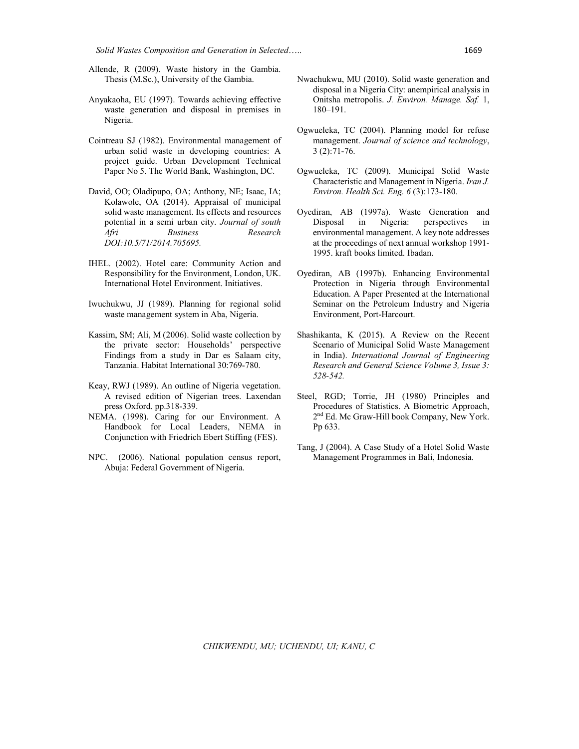Allende, R (2009). Waste history in the Gambia. Thesis (M.Sc.), University of the Gambia.

Anyakaoha, EU (1997). Towards achieving effective waste generation and disposal in premises in Nigeria.

Cointreau SJ (1982). Environmental management of urban solid waste in developing countries: A project guide. Urban Development Technical Paper No 5. The World Bank, Washington, DC.

David, OO; Oladipupo, OA; Anthony, NE; Isaac, IA; Kolawole, OA (2014). Appraisal of municipal solid waste management. Its effects and resources potential in a semi urban city. *Journal of south Afri Business Research DOI:10.5/71/2014.705695.*

IHEL. (2002). Hotel care: Community Action and Responsibility for the Environment, London, UK. International Hotel Environment. Initiatives.

Iwuchukwu, JJ (1989). Planning for regional solid waste management system in Aba, Nigeria.

Kassim, SM; Ali, M (2006). Solid waste collection by the private sector: Households' perspective Findings from a study in Dar es Salaam city, Tanzania. Habitat International 30:769-780.

Keay, RWJ (1989). An outline of Nigeria vegetation. A revised edition of Nigerian trees. Laxendan press Oxford. pp.318-339.

NEMA. (1998). Caring for our Environment. A Handbook for Local Leaders, NEMA in Conjunction with Friedrich Ebert Stiffing (FES).

NPC. (2006). National population census report, Abuja: Federal Government of Nigeria.

Nwachukwu, MU (2010). Solid waste generation and disposal in a Nigeria City: anempirical analysis in Onitsha metropolis. *J. Environ. Manage. Saf.* 1, 180–191.

Ogwueleka, TC (2004). Planning model for refuse management. *Journal of science and technology*, 3 (2):71-76.

Ogwueleka, TC (2009). Municipal Solid Waste Characteristic and Management in Nigeria. *Iran J. Environ. Health Sci. Eng. 6* (3):173-180.

Oyediran, AB (1997a). Waste Generation and Disposal in Nigeria: perspectives in environmental management. A key note addresses at the proceedings of next annual workshop 1991-1995. kraft books limited. Ibadan.

Oyediran, AB (1997b). Enhancing Environmental Protection in Nigeria through Environmental Education. A Paper Presented at the International Seminar on the Petroleum Industry and Nigeria Environment, Port-Harcourt.

Shashikanta, K (2015). A Review on the Recent Scenario of Municipal Solid Waste Management in India). *International Journal of Engineering Research and General Science Volume 3, Issue 3: 528-542.*

Steel, RGD; Torrie, JH (1980) Principles and Procedures of Statistics. A Biometric Approach, 2nd Ed. Mc Graw-Hill book Company, New York. Pp 633.

Tang, J (2004). A Case Study of a Hotel Solid Waste Management Programmes in Bali, Indonesia.